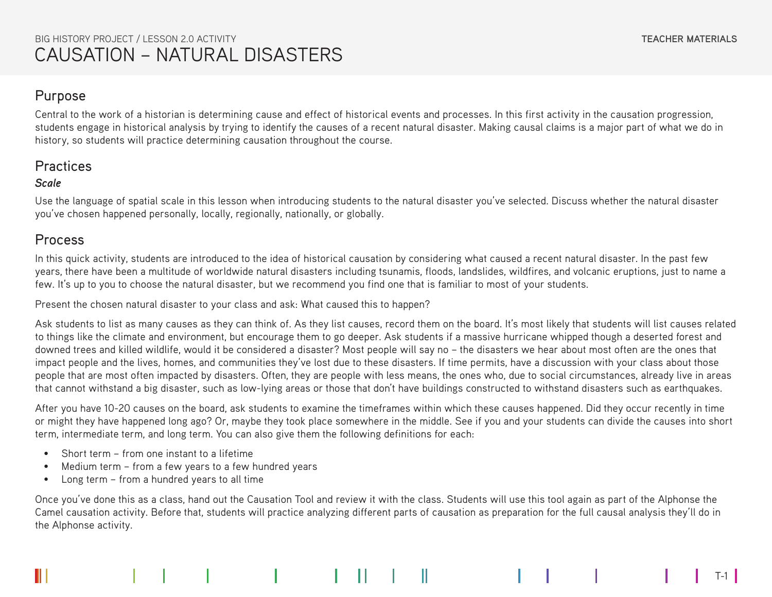BIG HISTORY PROJECT / LESSON 2.0 ACTIVITY

# CAUSATION – NATURAL DISASTERS

**TEACHER MATERIALS**

## Purpose

Central to the work of a historian is determining cause and effect of historical events and processes. In this first activity in the causation progression, students engage in historical analysis by trying to identify the causes of a recent natural disaster. Making causal claims is a major part of what we do in history, so students will practice determining causation throughout the course.

## Practices

***Scale***

Use the language of spatial scale in this lesson when introducing students to the natural disaster you've selected. Discuss whether the natural disaster you've chosen happened personally, locally, regionally, nationally, or globally.

## Process

In this quick activity, students are introduced to the idea of historical causation by considering what caused a recent natural disaster. In the past few years, there have been a multitude of worldwide natural disasters including tsunamis, floods, landslides, wildfires, and volcanic eruptions, just to name a few. It's up to you to choose the natural disaster, but we recommend you find one that is familiar to most of your students.

Present the chosen natural disaster to your class and ask: What caused this to happen?

Ask students to list as many causes as they can think of. As they list causes, record them on the board. It's most likely that students will list causes related to things like the climate and environment, but encourage them to go deeper. Ask students if a massive hurricane whipped though a deserted forest and downed trees and killed wildlife, would it be considered a disaster? Most people will say no – the disasters we hear about most often are the ones that impact people and the lives, homes, and communities they've lost due to these disasters. If time permits, have a discussion with your class about those people that are most often impacted by disasters. Often, they are people with less means, the ones who, due to social circumstances, already live in areas that cannot withstand a big disaster, such as low-lying areas or those that don't have buildings constructed to withstand disasters such as earthquakes.

After you have 10-20 causes on the board, ask students to examine the timeframes within which these causes happened. Did they occur recently in time or might they have happened long ago? Or, maybe they took place somewhere in the middle. See if you and your students can divide the causes into short term, intermediate term, and long term. You can also give them the following definitions for each:

- Short term – from one instant to a lifetime
- Medium term – from a few years to a few hundred years
- Long term – from a hundred years to all time

Once you've done this as a class, hand out the Causation Tool and review it with the class. Students will use this tool again as part of the Alphonse the Camel causation activity. Before that, students will practice analyzing different parts of causation as preparation for the full causal analysis they'll do in the Alphonse activity.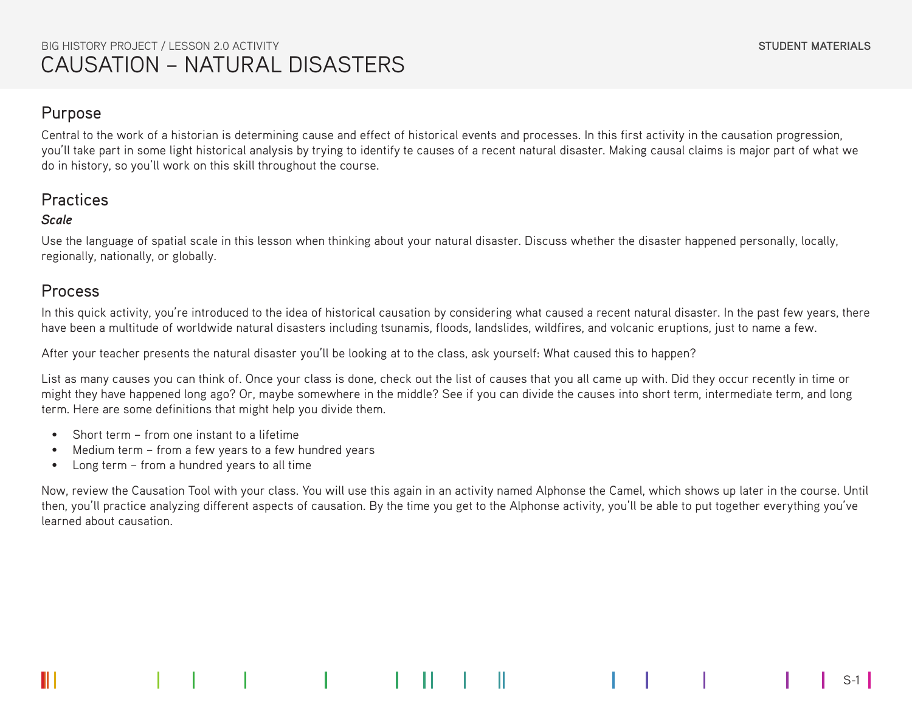# CAUSATION – NATURAL DISASTERS

## Purpose

Central to the work of a historian is determining cause and effect of historical events and processes. In this first activity in the causation progression, you'll take part in some light historical analysis by trying to identify te causes of a recent natural disaster. Making causal claims is major part of what we do in history, so you'll work on this skill throughout the course.

## Practices

***Scale***

Use the language of spatial scale in this lesson when thinking about your natural disaster. Discuss whether the disaster happened personally, locally, regionally, nationally, or globally.

## Process

In this quick activity, you're introduced to the idea of historical causation by considering what caused a recent natural disaster. In the past few years, there have been a multitude of worldwide natural disasters including tsunamis, floods, landslides, wildfires, and volcanic eruptions, just to name a few.

After your teacher presents the natural disaster you'll be looking at to the class, ask yourself: What caused this to happen?

List as many causes you can think of. Once your class is done, check out the list of causes that you all came up with. Did they occur recently in time or might they have happened long ago? Or, maybe somewhere in the middle? See if you can divide the causes into short term, intermediate term, and long term. Here are some definitions that might help you divide them.

- Short term – from one instant to a lifetime
- Medium term – from a few years to a few hundred years
- Long term – from a hundred years to all time

Now, review the Causation Tool with your class. You will use this again in an activity named Alphonse the Camel, which shows up later in the course. Until then, you'll practice analyzing different aspects of causation. By the time you get to the Alphonse activity, you'll be able to put together everything you've learned about causation.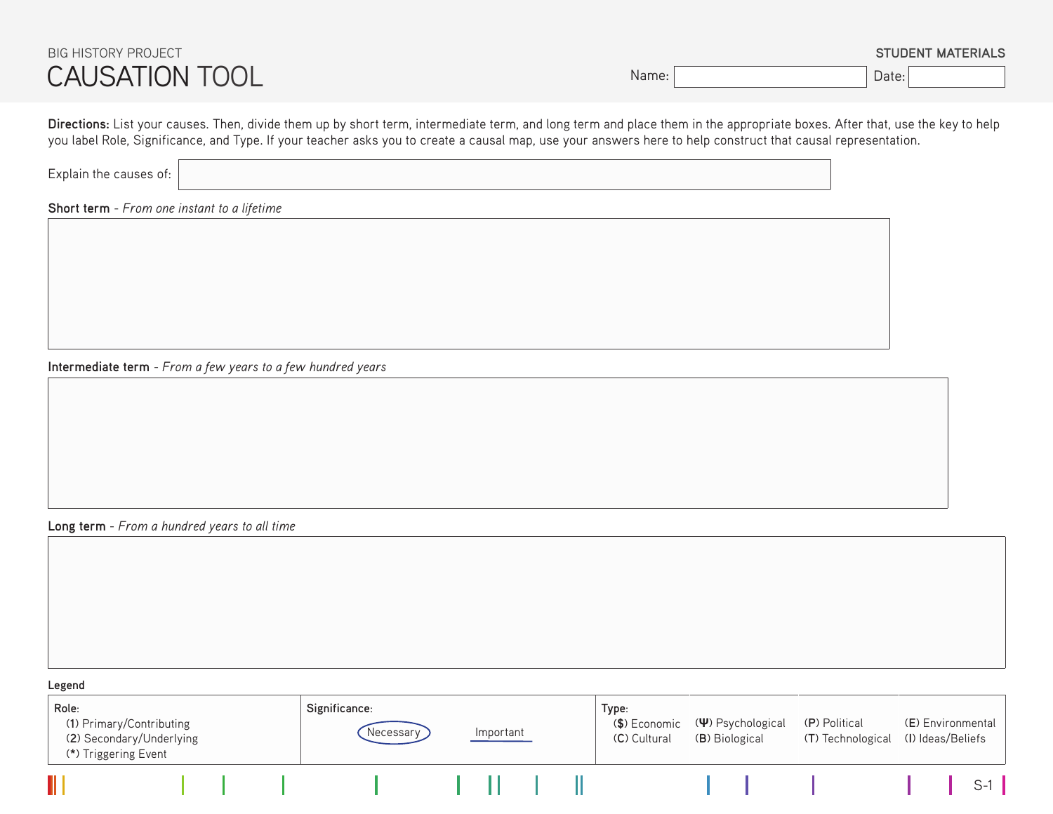BIG HISTORY PROJECT

# CAUSATION TOOL

**STUDENT MATERIALS**

Name: Date:

**Directions:** List your causes. Then, divide them up by short term, intermediate term, and long term and place them in the appropriate boxes. After that, use the key to help you label Role, Significance, and Type. If your teacher asks you to create a causal map, use your answers here to help construct that causal representation.

Explain the causes of:

**Short term** - *From one instant to a lifetime*

**Intermediate term** - *From a few years to a few hundred years*

**Long term** - *From a hundred years to all time*

**Legend**

| Role: | Significance: | Type: | | | |
|---|---|---|---|---|---|
| (**1**) Primary/Contributing<br>(**2**) Secondary/Underlying<br>(**\***) Triggering Event | Necessary (circled)<br>Important (underlined) | (**$**) Economic<br>(**C**) Cultural | (**Ψ**) Psychological<br>(**B**) Biological | (**P**) Political<br>(**T**) Technological | (**E**) Environmental<br>(**I**) Ideas/Beliefs |